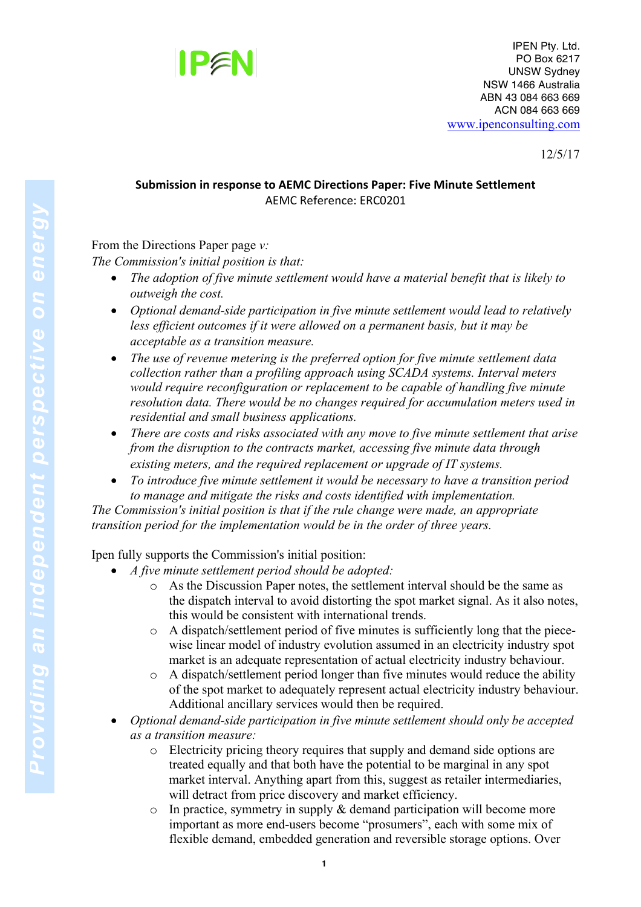IPEN Pty. Ltd.
PO Box 6217
UNSW Sydney
NSW 1466 Australia
ABN 43 084 663 669
ACN 084 663 669
www.ipenconsulting.com

12/5/17

**Submission in response to AEMC Directions Paper: Five Minute Settlement**
AEMC Reference: ERC0201

From the Directions Paper page *v:*
*The Commission's initial position is that:*

- *The adoption of five minute settlement would have a material benefit that is likely to outweigh the cost.*
- *Optional demand-side participation in five minute settlement would lead to relatively less efficient outcomes if it were allowed on a permanent basis, but it may be acceptable as a transition measure.*
- *The use of revenue metering is the preferred option for five minute settlement data collection rather than a profiling approach using SCADA systems. Interval meters would require reconfiguration or replacement to be capable of handling five minute resolution data. There would be no changes required for accumulation meters used in residential and small business applications.*
- *There are costs and risks associated with any move to five minute settlement that arise from the disruption to the contracts market, accessing five minute data through existing meters, and the required replacement or upgrade of IT systems.*
- *To introduce five minute settlement it would be necessary to have a transition period to manage and mitigate the risks and costs identified with implementation.*

*The Commission's initial position is that if the rule change were made, an appropriate transition period for the implementation would be in the order of three years.*

Ipen fully supports the Commission's initial position:

- *A five minute settlement period should be adopted:*
  - As the Discussion Paper notes, the settlement interval should be the same as the dispatch interval to avoid distorting the spot market signal. As it also notes, this would be consistent with international trends.
  - A dispatch/settlement period of five minutes is sufficiently long that the piece-wise linear model of industry evolution assumed in an electricity industry spot market is an adequate representation of actual electricity industry behaviour.
  - A dispatch/settlement period longer than five minutes would reduce the ability of the spot market to adequately represent actual electricity industry behaviour. Additional ancillary services would then be required.
- *Optional demand-side participation in five minute settlement should only be accepted as a transition measure:*
  - Electricity pricing theory requires that supply and demand side options are treated equally and that both have the potential to be marginal in any spot market interval. Anything apart from this, suggest as retailer intermediaries, will detract from price discovery and market efficiency.
  - In practice, symmetry in supply & demand participation will become more important as more end-users become "prosumers", each with some mix of flexible demand, embedded generation and reversible storage options. Over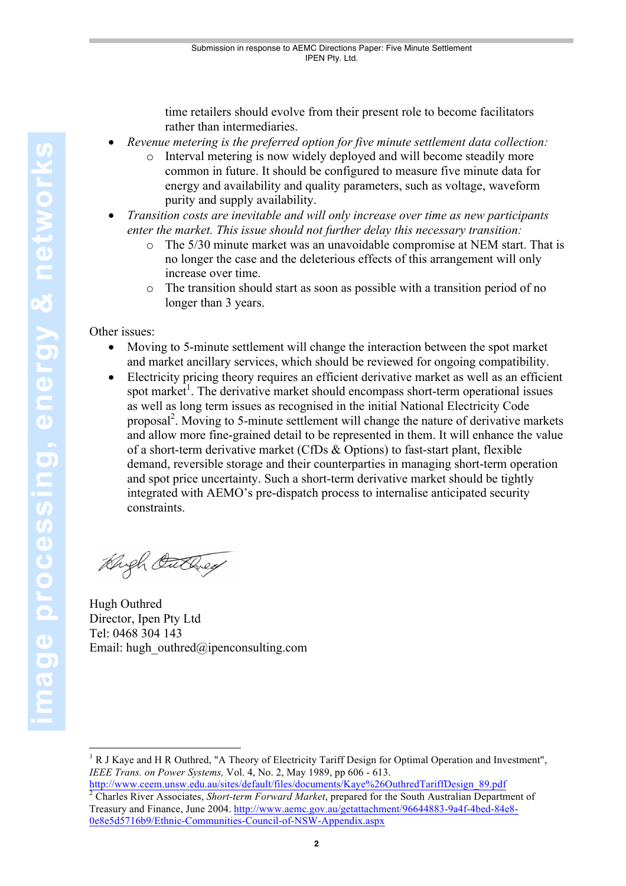time retailers should evolve from their present role to become facilitators rather than intermediaries.

- *Revenue metering is the preferred option for five minute settlement data collection:*
    - Interval metering is now widely deployed and will become steadily more common in future. It should be configured to measure five minute data for energy and availability and quality parameters, such as voltage, waveform purity and supply availability.
- *Transition costs are inevitable and will only increase over time as new participants enter the market. This issue should not further delay this necessary transition:*
    - The 5/30 minute market was an unavoidable compromise at NEM start. That is no longer the case and the deleterious effects of this arrangement will only increase over time.
    - The transition should start as soon as possible with a transition period of no longer than 3 years.

Other issues:

- Moving to 5-minute settlement will change the interaction between the spot market and market ancillary services, which should be reviewed for ongoing compatibility.
- Electricity pricing theory requires an efficient derivative market as well as an efficient spot market[1]. The derivative market should encompass short-term operational issues as well as long term issues as recognised in the initial National Electricity Code proposal[2]. Moving to 5-minute settlement will change the nature of derivative markets and allow more fine-grained detail to be represented in them. It will enhance the value of a short-term derivative market (CfDs & Options) to fast-start plant, flexible demand, reversible storage and their counterparties in managing short-term operation and spot price uncertainty. Such a short-term derivative market should be tightly integrated with AEMO's pre-dispatch process to internalise anticipated security constraints.

Hugh Outhred
Director, Ipen Pty Ltd
Tel: 0468 304 143
Email: hugh_outhred@ipenconsulting.com

---

[1] R J Kaye and H R Outhred, "A Theory of Electricity Tariff Design for Optimal Operation and Investment", *IEEE Trans. on Power Systems,* Vol. 4, No. 2, May 1989, pp 606 - 613.
http://www.ceem.unsw.edu.au/sites/default/files/documents/Kaye%26OuthredTariffDesign_89.pdf

[2] Charles River Associates, *Short-term Forward Market*, prepared for the South Australian Department of Treasury and Finance, June 2004. http://www.aemc.gov.au/getattachment/96644883-9a4f-4bed-84e8-0e8e5d5716b9/Ethnic-Communities-Council-of-NSW-Appendix.aspx